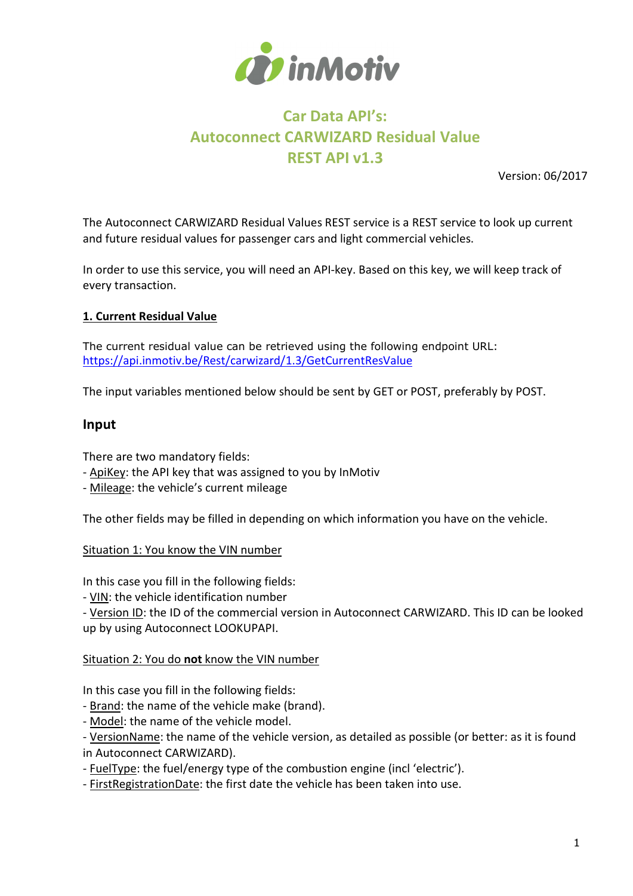# Car Data API's:
# Autoconnect CARWIZARD Residual Value
# REST API v1.3

Version: 06/2017

The Autoconnect CARWIZARD Residual Values REST service is a REST service to look up current and future residual values for passenger cars and light commercial vehicles.

In order to use this service, you will need an API-key. Based on this key, we will keep track of every transaction.

## 1. Current Residual Value

The current residual value can be retrieved using the following endpoint URL:
https://api.inmotiv.be/Rest/carwizard/1.3/GetCurrentResValue

The input variables mentioned below should be sent by GET or POST, preferably by POST.

### Input

There are two mandatory fields:
- ApiKey: the API key that was assigned to you by InMotiv
- Mileage: the vehicle's current mileage

The other fields may be filled in depending on which information you have on the vehicle.

Situation 1: You know the VIN number

In this case you fill in the following fields:
- VIN: the vehicle identification number
- Version ID: the ID of the commercial version in Autoconnect CARWIZARD. This ID can be looked up by using Autoconnect LOOKUPAPI.

Situation 2: You do **not** know the VIN number

In this case you fill in the following fields:
- Brand: the name of the vehicle make (brand).
- Model: the name of the vehicle model.
- VersionName: the name of the vehicle version, as detailed as possible (or better: as it is found in Autoconnect CARWIZARD).
- FuelType: the fuel/energy type of the combustion engine (incl 'electric').
- FirstRegistrationDate: the first date the vehicle has been taken into use.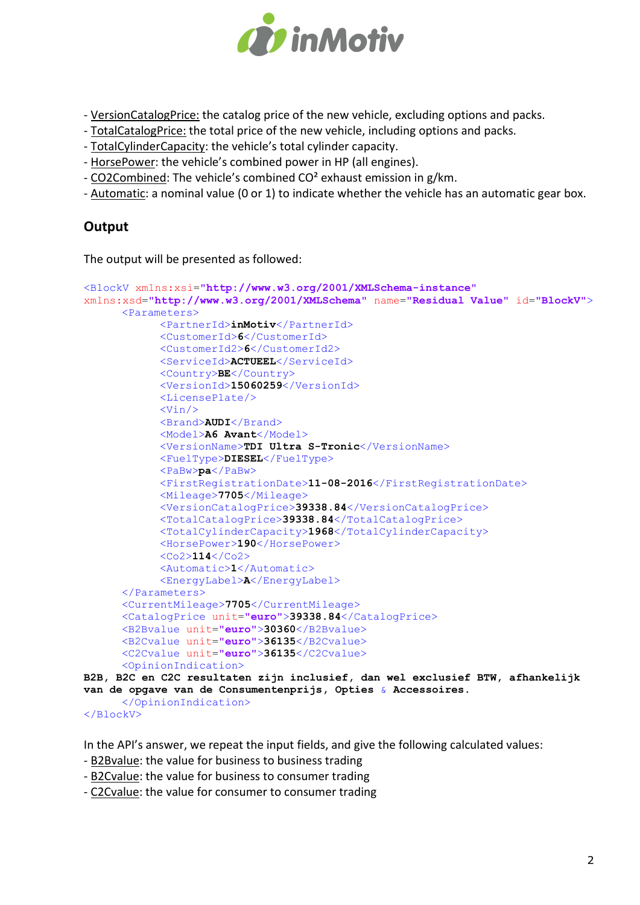- VersionCatalogPrice: the catalog price of the new vehicle, excluding options and packs.
- TotalCatalogPrice: the total price of the new vehicle, including options and packs.
- TotalCylinderCapacity: the vehicle's total cylinder capacity.
- HorsePower: the vehicle's combined power in HP (all engines).
- CO2Combined: The vehicle's combined $CO^2$ exhaust emission in g/km.
- Automatic: a nominal value (0 or 1) to indicate whether the vehicle has an automatic gear box.

## Output

The output will be presented as followed:

```
<BlockV xmlns:xsi="http://www.w3.org/2001/XMLSchema-instance"
xmlns:xsd="http://www.w3.org/2001/XMLSchema" name="Residual Value" id="BlockV">
      <Parameters>
            <PartnerId>inMotiv</PartnerId>
            <CustomerId>6</CustomerId>
            <CustomerId2>6</CustomerId2>
            <ServiceId>ACTUEEL</ServiceId>
            <Country>BE</Country>
            <VersionId>15060259</VersionId>
            <LicensePlate/>
            <Vin/>
            <Brand>AUDI</Brand>
            <Model>A6 Avant</Model>
            <VersionName>TDI Ultra S-Tronic</VersionName>
            <FuelType>DIESEL</FuelType>
            <PaBw>pa</PaBw>
            <FirstRegistrationDate>11-08-2016</FirstRegistrationDate>
            <Mileage>7705</Mileage>
            <VersionCatalogPrice>39338.84</VersionCatalogPrice>
            <TotalCatalogPrice>39338.84</TotalCatalogPrice>
            <TotalCylinderCapacity>1968</TotalCylinderCapacity>
            <HorsePower>190</HorsePower>
            <Co2>114</Co2>
            <Automatic>1</Automatic>
            <EnergyLabel>A</EnergyLabel>
      </Parameters>
      <CurrentMileage>7705</CurrentMileage>
      <CatalogPrice unit="euro">39338.84</CatalogPrice>
      <B2Bvalue unit="euro">30360</B2Bvalue>
      <B2Cvalue unit="euro">36135</B2Cvalue>
      <C2Cvalue unit="euro">36135</C2Cvalue>
      <OpinionIndication>
B2B, B2C en C2C resultaten zijn inclusief, dan wel exclusief BTW, afhankelijk
van de opgave van de Consumentenprijs, Opties & Accessoires.
      </OpinionIndication>
</BlockV>
```

In the API's answer, we repeat the input fields, and give the following calculated values:
- B2Bvalue: the value for business to business trading
- B2Cvalue: the value for business to consumer trading
- C2Cvalue: the value for consumer to consumer trading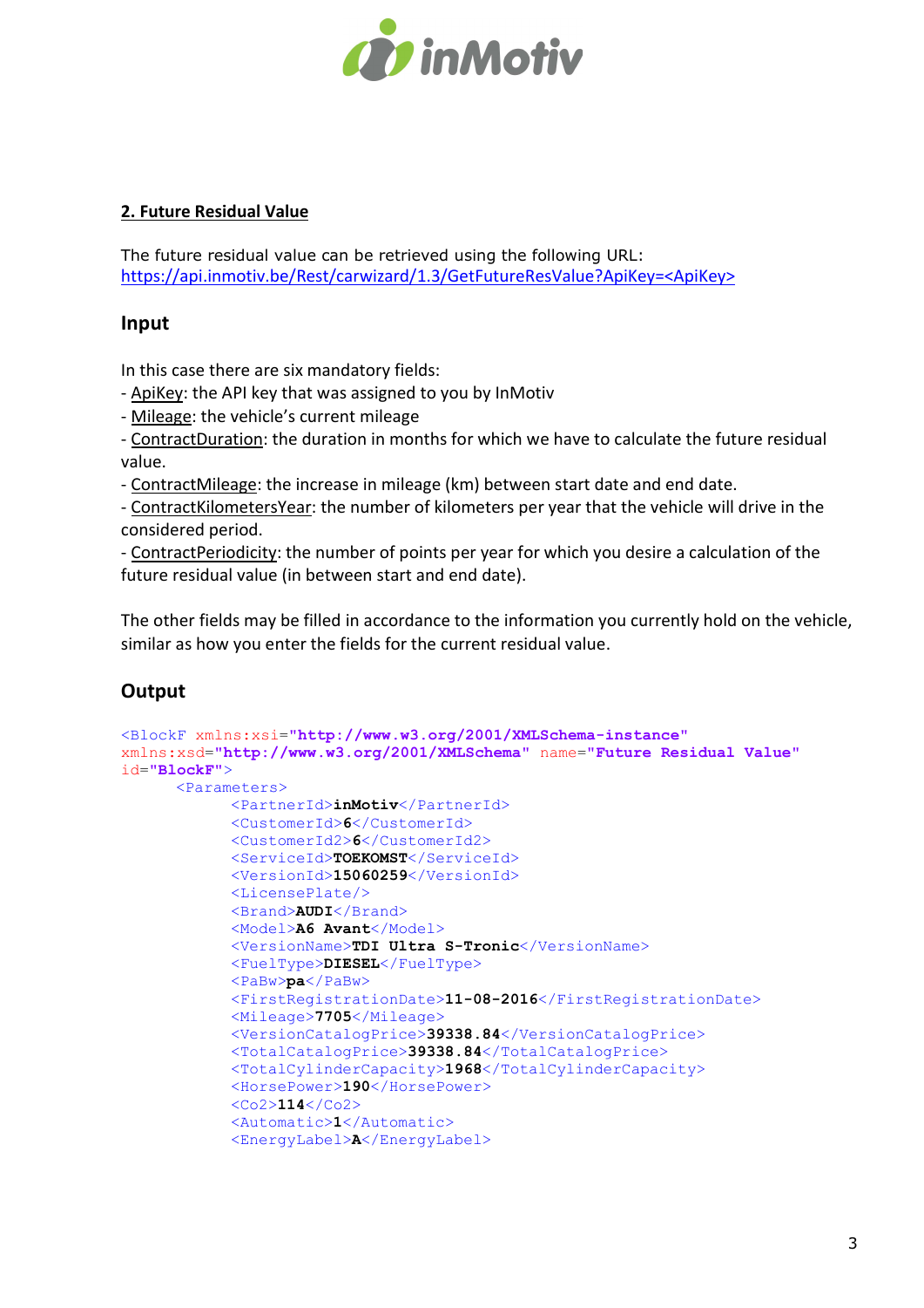## 2. Future Residual Value

The future residual value can be retrieved using the following URL:
https://api.inmotiv.be/Rest/carwizard/1.3/GetFutureResValue?ApiKey=<ApiKey>

### Input

In this case there are six mandatory fields:
- ApiKey: the API key that was assigned to you by InMotiv
- Mileage: the vehicle's current mileage
- ContractDuration: the duration in months for which we have to calculate the future residual value.
- ContractMileage: the increase in mileage (km) between start date and end date.
- ContractKilometersYear: the number of kilometers per year that the vehicle will drive in the considered period.
- ContractPeriodicity: the number of points per year for which you desire a calculation of the future residual value (in between start and end date).

The other fields may be filled in accordance to the information you currently hold on the vehicle, similar as how you enter the fields for the current residual value.

### Output

```
<BlockF xmlns:xsi="http://www.w3.org/2001/XMLSchema-instance"
xmlns:xsd="http://www.w3.org/2001/XMLSchema" name="Future Residual Value"
id="BlockF">
      <Parameters>
            <PartnerId>inMotiv</PartnerId>
            <CustomerId>6</CustomerId>
            <CustomerId2>6</CustomerId2>
            <ServiceId>TOEKOMST</ServiceId>
            <VersionId>15060259</VersionId>
            <LicensePlate/>
            <Brand>AUDI</Brand>
            <Model>A6 Avant</Model>
            <VersionName>TDI Ultra S-Tronic</VersionName>
            <FuelType>DIESEL</FuelType>
            <PaBw>pa</PaBw>
            <FirstRegistrationDate>11-08-2016</FirstRegistrationDate>
            <Mileage>7705</Mileage>
            <VersionCatalogPrice>39338.84</VersionCatalogPrice>
            <TotalCatalogPrice>39338.84</TotalCatalogPrice>
            <TotalCylinderCapacity>1968</TotalCylinderCapacity>
            <HorsePower>190</HorsePower>
            <Co2>114</Co2>
            <Automatic>1</Automatic>
            <EnergyLabel>A</EnergyLabel>
```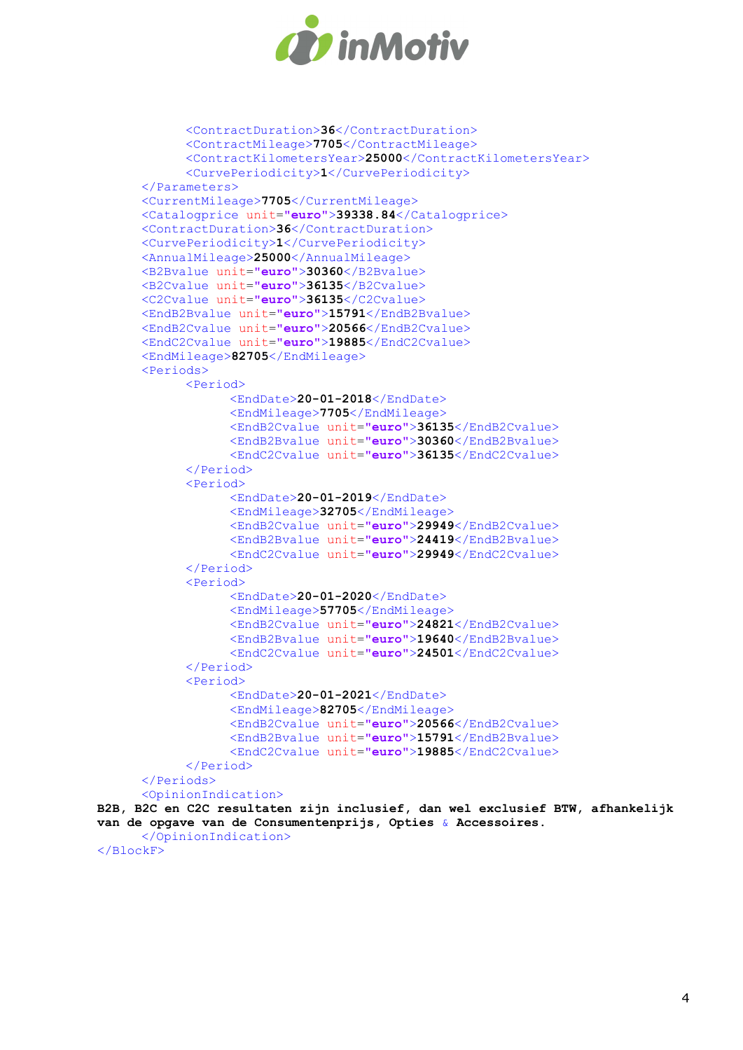```
            <ContractDuration>36</ContractDuration>
            <ContractMileage>7705</ContractMileage>
            <ContractKilometersYear>25000</ContractKilometersYear>
            <CurvePeriodicity>1</CurvePeriodicity>
        </Parameters>
        <CurrentMileage>7705</CurrentMileage>
        <Catalogprice unit="euro">39338.84</Catalogprice>
        <ContractDuration>36</ContractDuration>
        <CurvePeriodicity>1</CurvePeriodicity>
        <AnnualMileage>25000</AnnualMileage>
        <B2Bvalue unit="euro">30360</B2Bvalue>
        <B2Cvalue unit="euro">36135</B2Cvalue>
        <C2Cvalue unit="euro">36135</C2Cvalue>
        <EndB2Bvalue unit="euro">15791</EndB2Bvalue>
        <EndB2Cvalue unit="euro">20566</EndB2Cvalue>
        <EndC2Cvalue unit="euro">19885</EndC2Cvalue>
        <EndMileage>82705</EndMileage>
        <Periods>
            <Period>
                <EndDate>20-01-2018</EndDate>
                <EndMileage>7705</EndMileage>
                <EndB2Cvalue unit="euro">36135</EndB2Cvalue>
                <EndB2Bvalue unit="euro">30360</EndB2Bvalue>
                <EndC2Cvalue unit="euro">36135</EndC2Cvalue>
            </Period>
            <Period>
                <EndDate>20-01-2019</EndDate>
                <EndMileage>32705</EndMileage>
                <EndB2Cvalue unit="euro">29949</EndB2Cvalue>
                <EndB2Bvalue unit="euro">24419</EndB2Bvalue>
                <EndC2Cvalue unit="euro">29949</EndC2Cvalue>
            </Period>
            <Period>
                <EndDate>20-01-2020</EndDate>
                <EndMileage>57705</EndMileage>
                <EndB2Cvalue unit="euro">24821</EndB2Cvalue>
                <EndB2Bvalue unit="euro">19640</EndB2Bvalue>
                <EndC2Cvalue unit="euro">24501</EndC2Cvalue>
            </Period>
            <Period>
                <EndDate>20-01-2021</EndDate>
                <EndMileage>82705</EndMileage>
                <EndB2Cvalue unit="euro">20566</EndB2Cvalue>
                <EndB2Bvalue unit="euro">15791</EndB2Bvalue>
                <EndC2Cvalue unit="euro">19885</EndC2Cvalue>
            </Period>
        </Periods>
        <OpinionIndication>
B2B, B2C en C2C resultaten zijn inclusief, dan wel exclusief BTW, afhankelijk
van de opgave van de Consumentenprijs, Opties & Accessoires.
        </OpinionIndication>
</BlockF>
```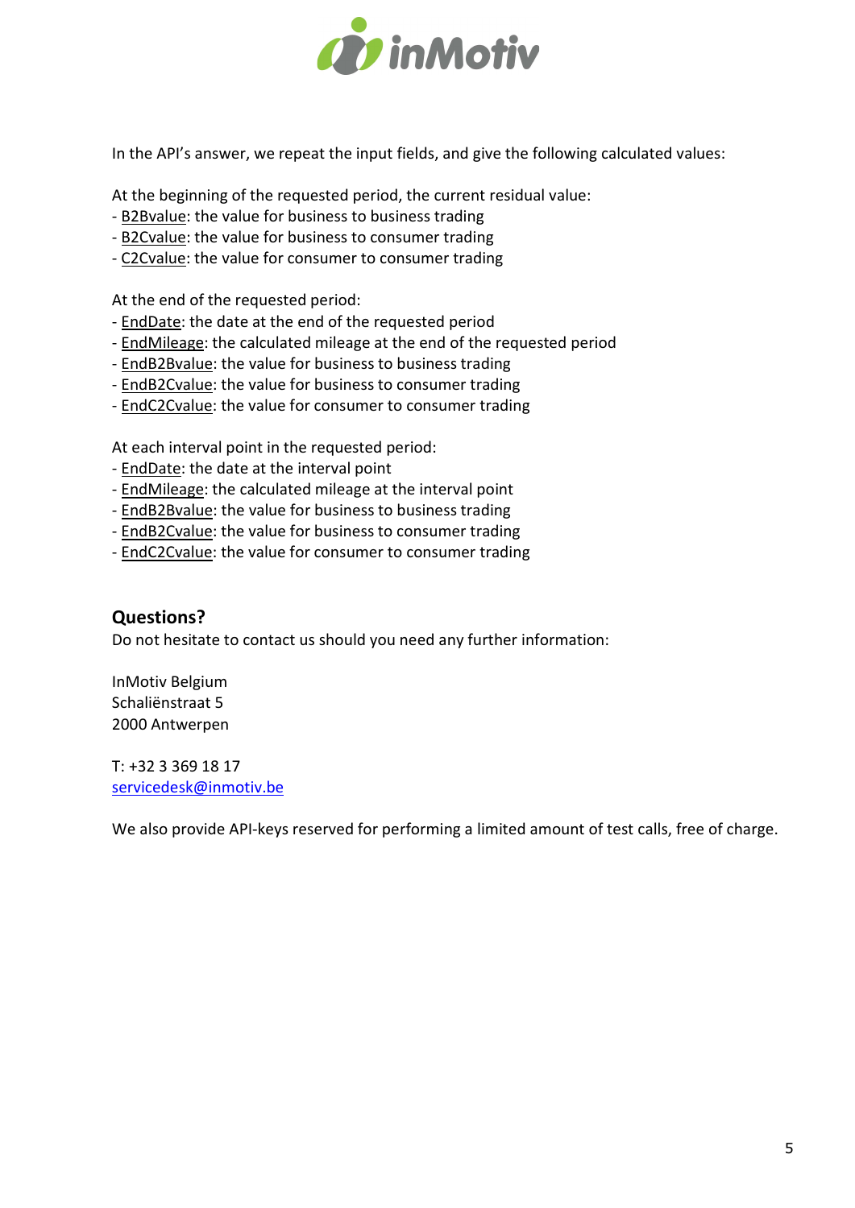In the API's answer, we repeat the input fields, and give the following calculated values:

At the beginning of the requested period, the current residual value:
- B2Bvalue: the value for business to business trading
- B2Cvalue: the value for business to consumer trading
- C2Cvalue: the value for consumer to consumer trading

At the end of the requested period:
- EndDate: the date at the end of the requested period
- EndMileage: the calculated mileage at the end of the requested period
- EndB2Bvalue: the value for business to business trading
- EndB2Cvalue: the value for business to consumer trading
- EndC2Cvalue: the value for consumer to consumer trading

At each interval point in the requested period:
- EndDate: the date at the interval point
- EndMileage: the calculated mileage at the interval point
- EndB2Bvalue: the value for business to business trading
- EndB2Cvalue: the value for business to consumer trading
- EndC2Cvalue: the value for consumer to consumer trading

## Questions?

Do not hesitate to contact us should you need any further information:

InMotiv Belgium
Schaliënstraat 5
2000 Antwerpen

T: +32 3 369 18 17
servicedesk@inmotiv.be

We also provide API-keys reserved for performing a limited amount of test calls, free of charge.